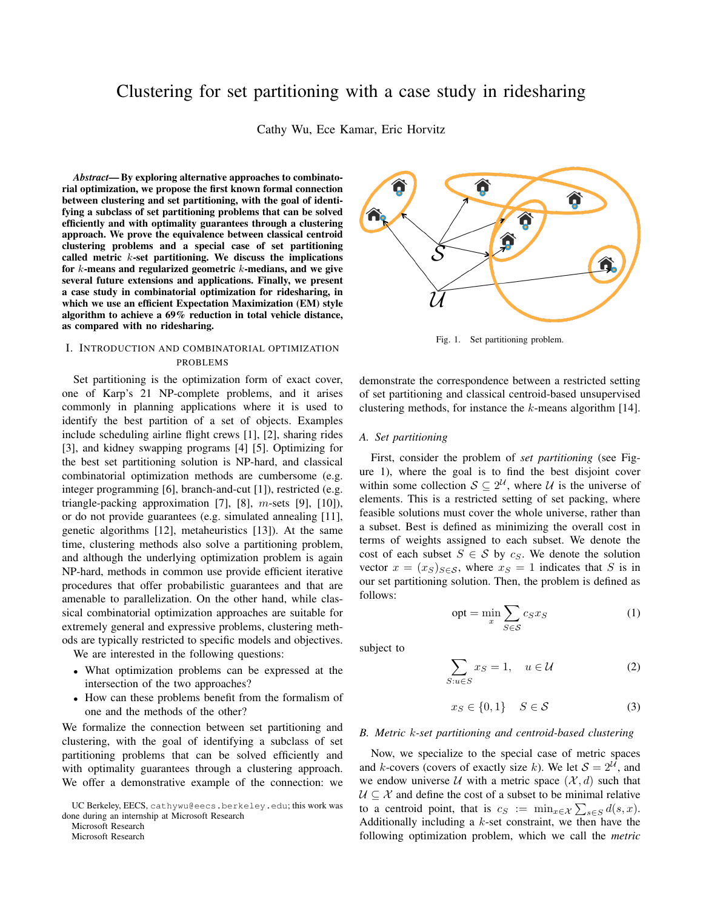# Clustering for set partitioning with a case study in ridesharing

Cathy Wu, Ece Kamar, Eric Horvitz

***Abstract*— By exploring alternative approaches to combinatorial optimization, we propose the first known formal connection between clustering and set partitioning, with the goal of identifying a subclass of set partitioning problems that can be solved efficiently and with optimality guarantees through a clustering approach. We prove the equivalence between classical centroid clustering problems and a special case of set partitioning called metric $k$-set partitioning. We discuss the implications for $k$-means and regularized geometric $k$-medians, and we give several future extensions and applications. Finally, we present a case study in combinatorial optimization for ridesharing, in which we use an efficient Expectation Maximization (EM) style algorithm to achieve a 69% reduction in total vehicle distance, as compared with no ridesharing.**

## I. Introduction and Combinatorial Optimization Problems

Set partitioning is the optimization form of exact cover, one of Karp's 21 NP-complete problems, and it arises commonly in planning applications where it is used to identify the best partition of a set of objects. Examples include scheduling airline flight crews [1], [2], sharing rides [3], and kidney swapping programs [4] [5]. Optimizing for the best set partitioning solution is NP-hard, and classical combinatorial optimization methods are cumbersome (e.g. integer programming [6], branch-and-cut [1]), restricted (e.g. triangle-packing approximation [7], [8], $m$-sets [9], [10]), or do not provide guarantees (e.g. simulated annealing [11], genetic algorithms [12], metaheuristics [13]). At the same time, clustering methods also solve a partitioning problem, and although the underlying optimization problem is again NP-hard, methods in common use provide efficient iterative procedures that offer probabilistic guarantees and that are amenable to parallelization. On the other hand, while classical combinatorial optimization approaches are suitable for extremely general and expressive problems, clustering methods are typically restricted to specific models and objectives.

We are interested in the following questions:

- What optimization problems can be expressed at the intersection of the two approaches?
- How can these problems benefit from the formalism of one and the methods of the other?

We formalize the connection between set partitioning and clustering, with the goal of identifying a subclass of set partitioning problems that can be solved efficiently and with optimality guarantees through a clustering approach. We offer a demonstrative example of the connection: we demonstrate the correspondence between a restricted setting of set partitioning and classical centroid-based unsupervised clustering methods, for instance the $k$-means algorithm [14].

UC Berkeley, EECS, cathywu@eecs.berkeley.edu; this work was done during an internship at Microsoft Research

Microsoft Research

Microsoft Research

$\mathcal{S}$

$\mathcal{U}$

Fig. 1. Set partitioning problem.

### A. Set partitioning

First, consider the problem of *set partitioning* (see Figure 1), where the goal is to find the best disjoint cover within some collection $\mathcal{S} \subseteq 2^{\mathcal{U}}$, where $\mathcal{U}$ is the universe of elements. This is a restricted setting of set packing, where feasible solutions must cover the whole universe, rather than a subset. Best is defined as minimizing the overall cost in terms of weights assigned to each subset. We denote the cost of each subset $S \in \mathcal{S}$ by $c_S$. We denote the solution vector $x = (x_S)_{S \in \mathcal{S}}$, where $x_S = 1$ indicates that $S$ is in our set partitioning solution. Then, the problem is defined as follows:

$$\text{opt} = \min_x \sum_{S \in \mathcal{S}} c_S x_S \tag{1}$$

subject to

$$\sum_{S: u \in S} x_S = 1, \quad u \in \mathcal{U} \tag{2}$$

$$x_S \in \{0, 1\} \quad S \in \mathcal{S} \tag{3}$$

### B. Metric $k$-set partitioning and centroid-based clustering

Now, we specialize to the special case of metric spaces and $k$-covers (covers of exactly size $k$). We let $\mathcal{S} = 2^{\mathcal{U}}$, and we endow universe $\mathcal{U}$ with a metric space $(\mathcal{X}, d)$ such that $\mathcal{U} \subseteq \mathcal{X}$ and define the cost of a subset to be minimal relative to a centroid point, that is $c_S := \min_{x \in \mathcal{X}} \sum_{s \in S} d(s, x)$. Additionally including a $k$-set constraint, we then have the following optimization problem, which we call the *metric*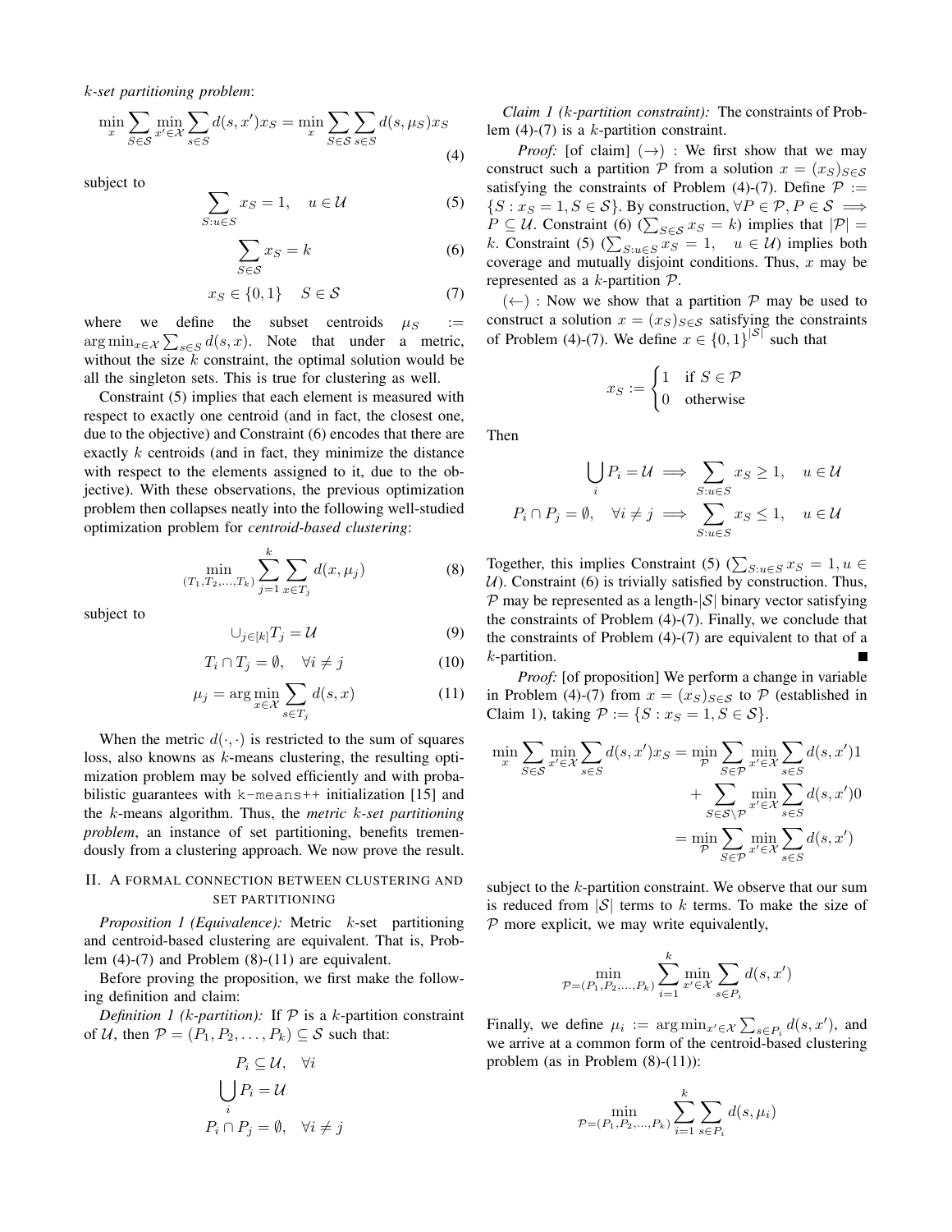*k-set partitioning problem*:

$$\min_x \sum_{S \in \mathcal{S}} \min_{x' \in \mathcal{X}} \sum_{s \in S} d(s, x') x_S = \min_x \sum_{S \in \mathcal{S}} \sum_{s \in S} d(s, \mu_S) x_S \tag{4}$$

subject to

$$\sum_{S : u \in S} x_S = 1, \quad u \in \mathcal{U} \tag{5}$$

$$\sum_{S \in \mathcal{S}} x_S = k \tag{6}$$

$$x_S \in \{0, 1\} \quad S \in \mathcal{S} \tag{7}$$

where we define the subset centroids $\mu_S := \arg\min_{x \in \mathcal{X}} \sum_{s \in S} d(s, x)$. Note that under a metric, without the size $k$ constraint, the optimal solution would be all the singleton sets. This is true for clustering as well.

Constraint (5) implies that each element is measured with respect to exactly one centroid (and in fact, the closest one, due to the objective) and Constraint (6) encodes that there are exactly $k$ centroids (and in fact, they minimize the distance with respect to the elements assigned to it, due to the objective). With these observations, the previous optimization problem then collapses neatly into the following well-studied optimization problem for *centroid-based clustering*:

$$\min_{(T_1, T_2, \ldots, T_k)} \sum_{j=1}^{k} \sum_{x \in T_j} d(x, \mu_j) \tag{8}$$

subject to

$$\cup_{j \in [k]} T_j = \mathcal{U} \tag{9}$$

$$T_i \cap T_j = \emptyset, \quad \forall i \neq j \tag{10}$$

$$\mu_j = \arg\min_{x \in \mathcal{X}} \sum_{s \in T_j} d(s, x) \tag{11}$$

When the metric $d(\cdot, \cdot)$ is restricted to the sum of squares loss, also knowns as $k$-means clustering, the resulting optimization problem may be solved efficiently and with probabilistic guarantees with `k-means++` initialization [15] and the $k$-means algorithm. Thus, the *metric k-set partitioning problem*, an instance of set partitioning, benefits tremendously from a clustering approach. We now prove the result.

## II. A Formal Connection Between Clustering and Set Partitioning

*Proposition 1 (Equivalence):* Metric $k$-set partitioning and centroid-based clustering are equivalent. That is, Problem (4)-(7) and Problem (8)-(11) are equivalent.

Before proving the proposition, we first make the following definition and claim:

*Definition 1 (k-partition):* If $\mathcal{P}$ is a $k$-partition constraint of $\mathcal{U}$, then $\mathcal{P} = (P_1, P_2, \ldots, P_k) \subseteq \mathcal{S}$ such that:

$$P_i \subseteq \mathcal{U}, \quad \forall i$$

$$\bigcup_i P_i = \mathcal{U}$$

$$P_i \cap P_j = \emptyset, \quad \forall i \neq j$$

*Claim 1 (k-partition constraint):* The constraints of Problem (4)-(7) is a $k$-partition constraint.

*Proof:* [of claim] $(\rightarrow)$ : We first show that we may construct such a partition $\mathcal{P}$ from a solution $x = (x_S)_{S \in \mathcal{S}}$ satisfying the constraints of Problem (4)-(7). Define $\mathcal{P} := \{S : x_S = 1, S \in \mathcal{S}\}$. By construction, $\forall P \in \mathcal{P}, P \in \mathcal{S} \implies P \subseteq \mathcal{U}$. Constraint (6) ($\sum_{S \in \mathcal{S}} x_S = k$) implies that $|\mathcal{P}| = k$. Constraint (5) ($\sum_{S : u \in S} x_S = 1, \quad u \in \mathcal{U}$) implies both coverage and mutually disjoint conditions. Thus, $x$ may be represented as a $k$-partition $\mathcal{P}$.

$(\leftarrow)$ : Now we show that a partition $\mathcal{P}$ may be used to construct a solution $x = (x_S)_{S \in \mathcal{S}}$ satisfying the constraints of Problem (4)-(7). We define $x \in \{0, 1\}^{|\mathcal{S}|}$ such that

$$x_S := \begin{cases} 1 & \text{if } S \in \mathcal{P} \\ 0 & \text{otherwise} \end{cases}$$

Then

$$\bigcup_i P_i = \mathcal{U} \implies \sum_{S : u \in S} x_S \geq 1, \quad u \in \mathcal{U}$$

$$P_i \cap P_j = \emptyset, \quad \forall i \neq j \implies \sum_{S : u \in S} x_S \leq 1, \quad u \in \mathcal{U}$$

Together, this implies Constraint (5) ($\sum_{S : u \in S} x_S = 1, u \in \mathcal{U}$). Constraint (6) is trivially satisfied by construction. Thus, $\mathcal{P}$ may be represented as a length-$|\mathcal{S}|$ binary vector satisfying the constraints of Problem (4)-(7). Finally, we conclude that the constraints of Problem (4)-(7) are equivalent to that of a $k$-partition. ■

*Proof:* [of proposition] We perform a change in variable in Problem (4)-(7) from $x = (x_S)_{S \in \mathcal{S}}$ to $\mathcal{P}$ (established in Claim 1), taking $\mathcal{P} := \{S : x_S = 1, S \in \mathcal{S}\}$.

$$\begin{aligned}
\min_x \sum_{S \in \mathcal{S}} \min_{x' \in \mathcal{X}} \sum_{s \in S} d(s, x') x_S &= \min_{\mathcal{P}} \sum_{S \in \mathcal{P}} \min_{x' \in \mathcal{X}} \sum_{s \in S} d(s, x') 1 \\
&\quad + \sum_{S \in \mathcal{S} \setminus \mathcal{P}} \min_{x' \in \mathcal{X}} \sum_{s \in S} d(s, x') 0 \\
&= \min_{\mathcal{P}} \sum_{S \in \mathcal{P}} \min_{x' \in \mathcal{X}} \sum_{s \in S} d(s, x')
\end{aligned}$$

subject to the $k$-partition constraint. We observe that our sum is reduced from $|\mathcal{S}|$ terms to $k$ terms. To make the size of $\mathcal{P}$ more explicit, we may write equivalently,

$$\min_{\mathcal{P} = (P_1, P_2, \ldots, P_k)} \sum_{i=1}^{k} \min_{x' \in \mathcal{X}} \sum_{s \in P_i} d(s, x')$$

Finally, we define $\mu_i := \arg\min_{x' \in \mathcal{X}} \sum_{s \in P_i} d(s, x')$, and we arrive at a common form of the centroid-based clustering problem (as in Problem (8)-(11)):

$$\min_{\mathcal{P} = (P_1, P_2, \ldots, P_k)} \sum_{i=1}^{k} \sum_{s \in P_i} d(s, \mu_i)$$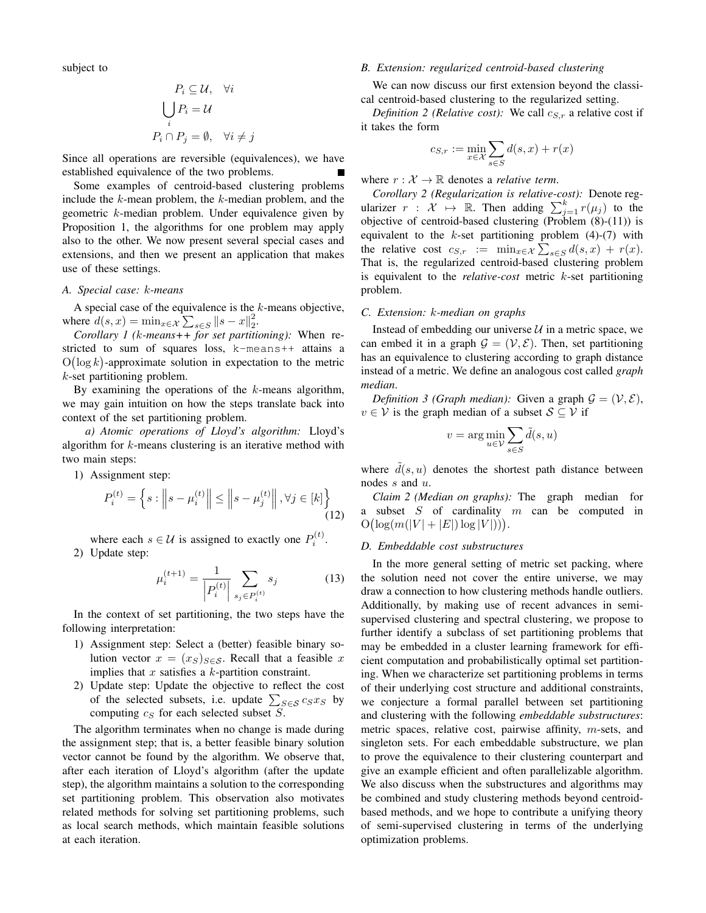subject to

$$P_i \subseteq \mathcal{U}, \quad \forall i$$

$$\bigcup_i P_i = \mathcal{U}$$

$$P_i \cap P_j = \emptyset, \quad \forall i \neq j$$

Since all operations are reversible (equivalences), we have established equivalence of the two problems. ∎

Some examples of centroid-based clustering problems include the $k$-mean problem, the $k$-median problem, and the geometric $k$-median problem. Under equivalence given by Proposition 1, the algorithms for one problem may apply also to the other. We now present several special cases and extensions, and then we present an application that makes use of these settings.

### A. Special case: $k$-means

A special case of the equivalence is the $k$-means objective, where $d(s, x) = \min_{x \in \mathcal{X}} \sum_{s \in S} \|s - x\|_2^2$.

*Corollary 1 ($k$-means++ for set partitioning):* When restricted to sum of squares loss, `k-means++` attains a $\mathrm{O}(\log k)$-approximate solution in expectation to the metric $k$-set partitioning problem.

By examining the operations of the $k$-means algorithm, we may gain intuition on how the steps translate back into context of the set partitioning problem.

*a) Atomic operations of Lloyd's algorithm:* Lloyd's algorithm for $k$-means clustering is an iterative method with two main steps:

1) Assignment step:
$$P_i^{(t)} = \left\{ s : \left\| s - \mu_i^{(t)} \right\| \leq \left\| s - \mu_j^{(t)} \right\|, \forall j \in [k] \right\} \tag{12}$$
where each $s \in \mathcal{U}$ is assigned to exactly one $P_i^{(t)}$.
2) Update step:
$$\mu_i^{(t+1)} = \frac{1}{\left| P_i^{(t)} \right|} \sum_{s_j \in P_i^{(t)}} s_j \tag{13}$$

In the context of set partitioning, the two steps have the following interpretation:

1) Assignment step: Select a (better) feasible binary solution vector $x = (x_S)_{S \in \mathcal{S}}$. Recall that a feasible $x$ implies that $x$ satisfies a $k$-partition constraint.
2) Update step: Update the objective to reflect the cost of the selected subsets, i.e. update $\sum_{S \in \mathcal{S}} c_S x_S$ by computing $c_S$ for each selected subset $S$.

The algorithm terminates when no change is made during the assignment step; that is, a better feasible binary solution vector cannot be found by the algorithm. We observe that, after each iteration of Lloyd's algorithm (after the update step), the algorithm maintains a solution to the corresponding set partitioning problem. This observation also motivates related methods for solving set partitioning problems, such as local search methods, which maintain feasible solutions at each iteration.

### B. Extension: regularized centroid-based clustering

We can now discuss our first extension beyond the classical centroid-based clustering to the regularized setting.

*Definition 2 (Relative cost):* We call $c_{S,r}$ a relative cost if it takes the form

$$c_{S,r} := \min_{x \in \mathcal{X}} \sum_{s \in S} d(s, x) + r(x)$$

where $r : \mathcal{X} \to \mathbb{R}$ denotes a *relative term*.

*Corollary 2 (Regularization is relative-cost):* Denote regularizer $r : \mathcal{X} \mapsto \mathbb{R}$. Then adding $\sum_{j=1}^k r(\mu_j)$ to the objective of centroid-based clustering (Problem (8)-(11)) is equivalent to the $k$-set partitioning problem (4)-(7) with the relative cost $c_{S,r} := \min_{x \in \mathcal{X}} \sum_{s \in S} d(s, x) + r(x)$. That is, the regularized centroid-based clustering problem is equivalent to the *relative-cost* metric $k$-set partitioning problem.

### C. Extension: $k$-median on graphs

Instead of embedding our universe $\mathcal{U}$ in a metric space, we can embed it in a graph $\mathcal{G} = (\mathcal{V}, \mathcal{E})$. Then, set partitioning has an equivalence to clustering according to graph distance instead of a metric. We define an analogous cost called *graph median*.

*Definition 3 (Graph median):* Given a graph $\mathcal{G} = (\mathcal{V}, \mathcal{E})$, $v \in \mathcal{V}$ is the graph median of a subset $\mathcal{S} \subseteq \mathcal{V}$ if

$$v = \arg\min_{u \in \mathcal{V}} \sum_{s \in S} \tilde{d}(s, u)$$

where $\tilde{d}(s, u)$ denotes the shortest path distance between nodes $s$ and $u$.

*Claim 2 (Median on graphs):* The graph median for a subset $S$ of cardinality $m$ can be computed in $\mathrm{O}(\log(m(|V| + |E|) \log |V|))$.

### D. Embeddable cost substructures

In the more general setting of metric set packing, where the solution need not cover the entire universe, we may draw a connection to how clustering methods handle outliers. Additionally, by making use of recent advances in semi-supervised clustering and spectral clustering, we propose to further identify a subclass of set partitioning problems that may be embedded in a cluster learning framework for efficient computation and probabilistically optimal set partitioning. When we characterize set partitioning problems in terms of their underlying cost structure and additional constraints, we conjecture a formal parallel between set partitioning and clustering with the following *embeddable substructures*: metric spaces, relative cost, pairwise affinity, $m$-sets, and singleton sets. For each embeddable substructure, we plan to prove the equivalence to their clustering counterpart and give an example efficient and often parallelizable algorithm. We also discuss when the substructures and algorithms may be combined and study clustering methods beyond centroid-based methods, and we hope to contribute a unifying theory of semi-supervised clustering in terms of the underlying optimization problems.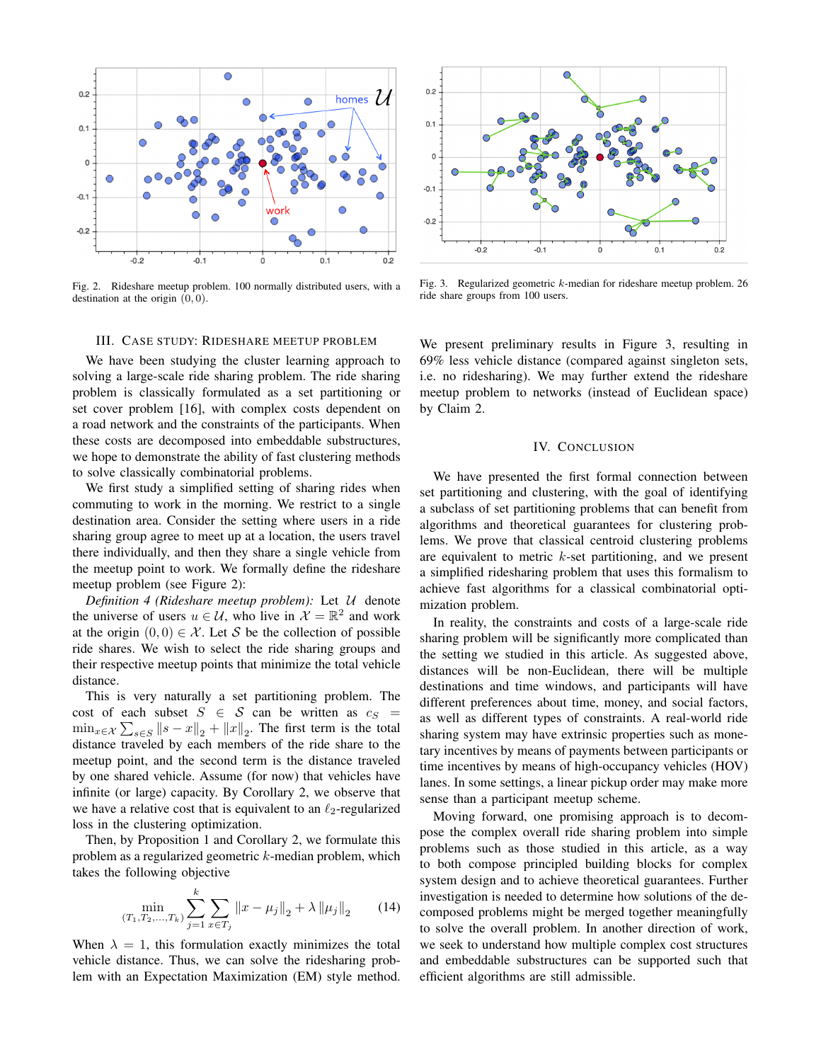0.2
0.1
0
-0.1
-0.2
-0.2 -0.1 0 0.1 0.2
homes $\mathcal{U}$
work

Fig. 2. Rideshare meetup problem. 100 normally distributed users, with a destination at the origin $(0, 0)$.

0.2
0.1
0
-0.1
-0.2
-0.2 -0.1 0 0.1 0.2

Fig. 3. Regularized geometric $k$-median for rideshare meetup problem. 26 ride share groups from 100 users.

## III. Case Study: Rideshare Meetup Problem

We have been studying the cluster learning approach to solving a large-scale ride sharing problem. The ride sharing problem is classically formulated as a set partitioning or set cover problem [16], with complex costs dependent on a road network and the constraints of the participants. When these costs are decomposed into embeddable substructures, we hope to demonstrate the ability of fast clustering methods to solve classically combinatorial problems.

We first study a simplified setting of sharing rides when commuting to work in the morning. We restrict to a single destination area. Consider the setting where users in a ride sharing group agree to meet up at a location, the users travel there individually, and then they share a single vehicle from the meetup point to work. We formally define the rideshare meetup problem (see Figure 2):

*Definition 4 (Rideshare meetup problem):* Let $\mathcal{U}$ denote the universe of users $u \in \mathcal{U}$, who live in $\mathcal{X} = \mathbb{R}^2$ and work at the origin $(0, 0) \in \mathcal{X}$. Let $\mathcal{S}$ be the collection of possible ride shares. We wish to select the ride sharing groups and their respective meetup points that minimize the total vehicle distance.

This is very naturally a set partitioning problem. The cost of each subset $S \in \mathcal{S}$ can be written as $c_S = \min_{x \in \mathcal{X}} \sum_{s \in S} \|s - x\|_2 + \|x\|_2$. The first term is the total distance traveled by each members of the ride share to the meetup point, and the second term is the distance traveled by one shared vehicle. Assume (for now) that vehicles have infinite (or large) capacity. By Corollary 2, we observe that we have a relative cost that is equivalent to an $\ell_2$-regularized loss in the clustering optimization.

Then, by Proposition 1 and Corollary 2, we formulate this problem as a regularized geometric $k$-median problem, which takes the following objective

$$\min_{(T_1, T_2, \ldots, T_k)} \sum_{j=1}^{k} \sum_{x \in T_j} \|x - \mu_j\|_2 + \lambda \|\mu_j\|_2 \tag{14}$$

When $\lambda = 1$, this formulation exactly minimizes the total vehicle distance. Thus, we can solve the ridesharing problem with an Expectation Maximization (EM) style method. We present preliminary results in Figure 3, resulting in 69% less vehicle distance (compared against singleton sets, i.e. no ridesharing). We may further extend the rideshare meetup problem to networks (instead of Euclidean space) by Claim 2.

## IV. Conclusion

We have presented the first formal connection between set partitioning and clustering, with the goal of identifying a subclass of set partitioning problems that can benefit from algorithms and theoretical guarantees for clustering problems. We prove that classical centroid clustering problems are equivalent to metric $k$-set partitioning, and we present a simplified ridesharing problem that uses this formalism to achieve fast algorithms for a classical combinatorial optimization problem.

In reality, the constraints and costs of a large-scale ride sharing problem will be significantly more complicated than the setting we studied in this article. As suggested above, distances will be non-Euclidean, there will be multiple destinations and time windows, and participants will have different preferences about time, money, and social factors, as well as different types of constraints. A real-world ride sharing system may have extrinsic properties such as monetary incentives by means of payments between participants or time incentives by means of high-occupancy vehicles (HOV) lanes. In some settings, a linear pickup order may make more sense than a participant meetup scheme.

Moving forward, one promising approach is to decompose the complex overall ride sharing problem into simple problems such as those studied in this article, as a way to both compose principled building blocks for complex system design and to achieve theoretical guarantees. Further investigation is needed to determine how solutions of the decomposed problems might be merged together meaningfully to solve the overall problem. In another direction of work, we seek to understand how multiple complex cost structures and embeddable substructures can be supported such that efficient algorithms are still admissible.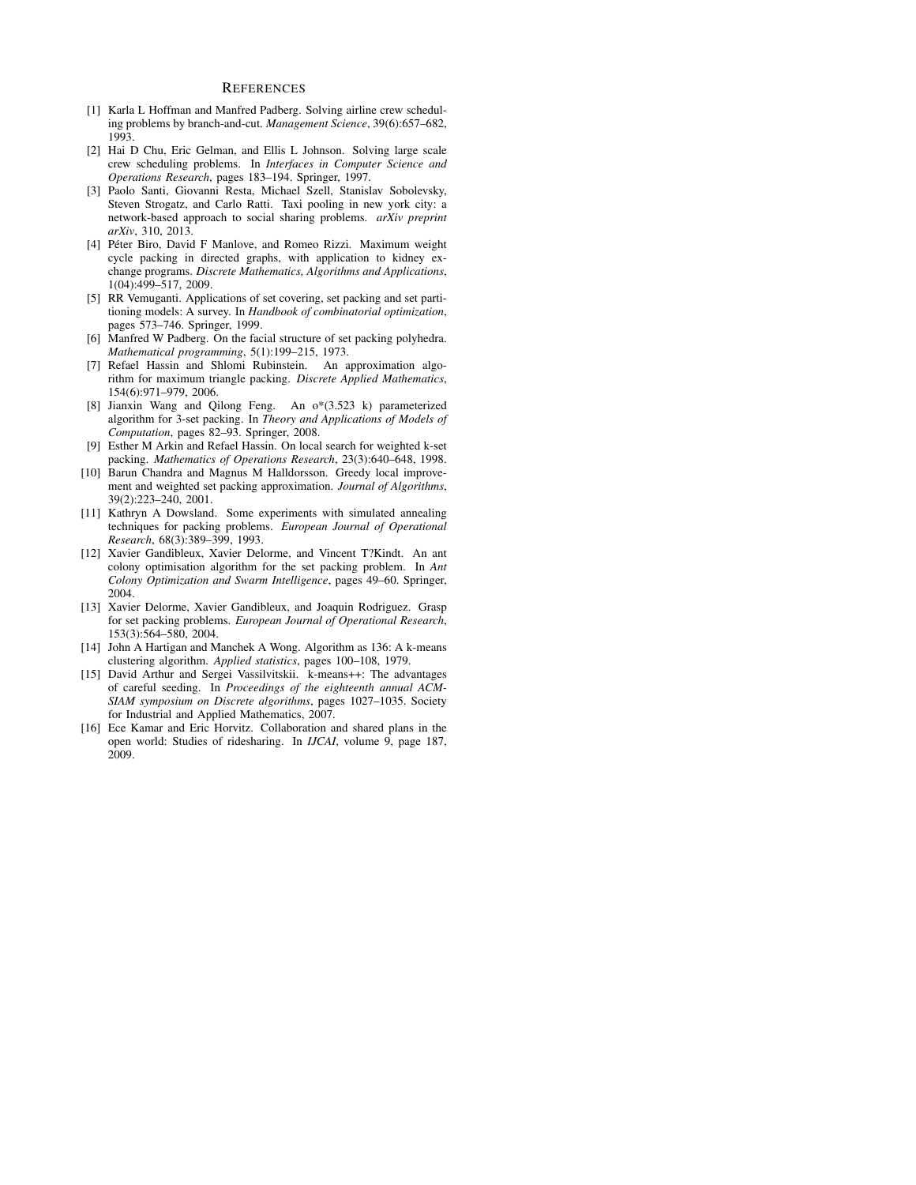# REFERENCES

[1] Karla L Hoffman and Manfred Padberg. Solving airline crew scheduling problems by branch-and-cut. *Management Science*, 39(6):657–682, 1993.

[2] Hai D Chu, Eric Gelman, and Ellis L Johnson. Solving large scale crew scheduling problems. In *Interfaces in Computer Science and Operations Research*, pages 183–194. Springer, 1997.

[3] Paolo Santi, Giovanni Resta, Michael Szell, Stanislav Sobolevsky, Steven Strogatz, and Carlo Ratti. Taxi pooling in new york city: a network-based approach to social sharing problems. *arXiv preprint arXiv*, 310, 2013.

[4] Péter Biro, David F Manlove, and Romeo Rizzi. Maximum weight cycle packing in directed graphs, with application to kidney exchange programs. *Discrete Mathematics, Algorithms and Applications*, 1(04):499–517, 2009.

[5] RR Vemuganti. Applications of set covering, set packing and set partitioning models: A survey. In *Handbook of combinatorial optimization*, pages 573–746. Springer, 1999.

[6] Manfred W Padberg. On the facial structure of set packing polyhedra. *Mathematical programming*, 5(1):199–215, 1973.

[7] Refael Hassin and Shlomi Rubinstein. An approximation algorithm for maximum triangle packing. *Discrete Applied Mathematics*, 154(6):971–979, 2006.

[8] Jianxin Wang and Qilong Feng. An o*(3.523 k) parameterized algorithm for 3-set packing. In *Theory and Applications of Models of Computation*, pages 82–93. Springer, 2008.

[9] Esther M Arkin and Refael Hassin. On local search for weighted k-set packing. *Mathematics of Operations Research*, 23(3):640–648, 1998.

[10] Barun Chandra and Magnus M Halldorsson. Greedy local improvement and weighted set packing approximation. *Journal of Algorithms*, 39(2):223–240, 2001.

[11] Kathryn A Dowsland. Some experiments with simulated annealing techniques for packing problems. *European Journal of Operational Research*, 68(3):389–399, 1993.

[12] Xavier Gandibleux, Xavier Delorme, and Vincent T?Kindt. An ant colony optimisation algorithm for the set packing problem. In *Ant Colony Optimization and Swarm Intelligence*, pages 49–60. Springer, 2004.

[13] Xavier Delorme, Xavier Gandibleux, and Joaquin Rodriguez. Grasp for set packing problems. *European Journal of Operational Research*, 153(3):564–580, 2004.

[14] John A Hartigan and Manchek A Wong. Algorithm as 136: A k-means clustering algorithm. *Applied statistics*, pages 100–108, 1979.

[15] David Arthur and Sergei Vassilvitskii. k-means++: The advantages of careful seeding. In *Proceedings of the eighteenth annual ACM-SIAM symposium on Discrete algorithms*, pages 1027–1035. Society for Industrial and Applied Mathematics, 2007.

[16] Ece Kamar and Eric Horvitz. Collaboration and shared plans in the open world: Studies of ridesharing. In *IJCAI*, volume 9, page 187, 2009.